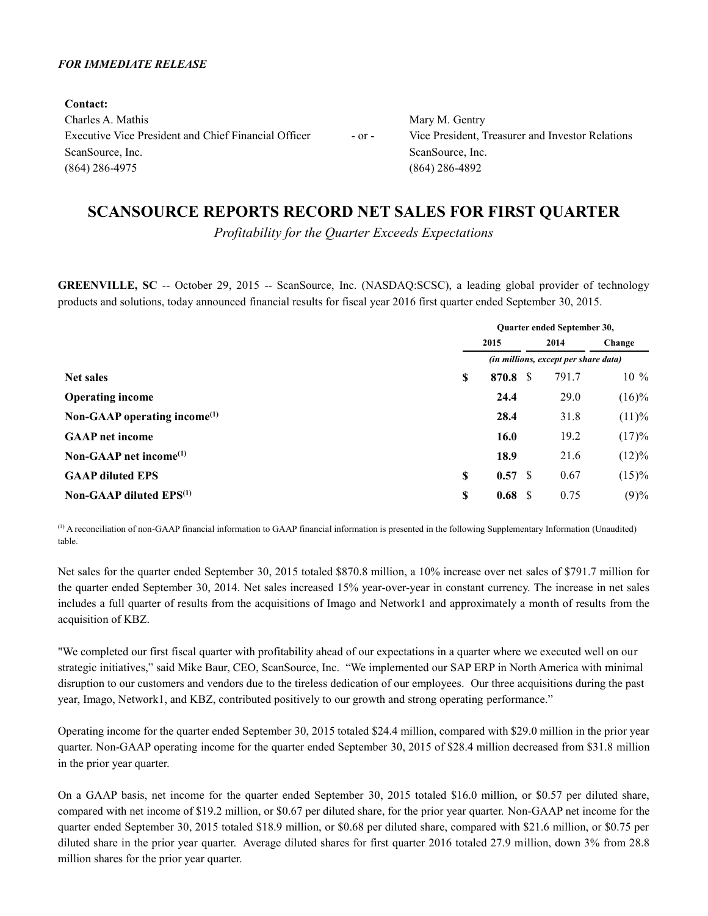*FOR IMMEDIATE RELEASE*

**Contact:**

| | | |
|---|---|---|
| Charles A. Mathis | | Mary M. Gentry |
| Executive Vice President and Chief Financial Officer | - or - | Vice President, Treasurer and Investor Relations |
| ScanSource, Inc. | | ScanSource, Inc. |
| (864) 286-4975 | | (864) 286-4892 |

# SCANSOURCE REPORTS RECORD NET SALES FOR FIRST QUARTER

*Profitability for the Quarter Exceeds Expectations*

**GREENVILLE, SC** -- October 29, 2015 -- ScanSource, Inc. (NASDAQ:SCSC), a leading global provider of technology products and solutions, today announced financial results for fiscal year 2016 first quarter ended September 30, 2015.

| | Quarter ended September 30, | | |
|---|---|---|---|
| | **2015** | **2014** | **Change** |
| | *(in millions, except per share data)* | | |
| **Net sales** | **$ 870.8** | $ 791.7 | 10 % |
| **Operating income** | **24.4** | 29.0 | (16)% |
| **Non-GAAP operating income[(1)]** | **28.4** | 31.8 | (11)% |
| **GAAP net income** | **16.0** | 19.2 | (17)% |
| **Non-GAAP net income[(1)]** | **18.9** | 21.6 | (12)% |
| **GAAP diluted EPS** | **$ 0.57** | $ 0.67 | (15)% |
| **Non-GAAP diluted EPS[(1)]** | **$ 0.68** | $ 0.75 | (9)% |

[(1)] A reconciliation of non-GAAP financial information to GAAP financial information is presented in the following Supplementary Information (Unaudited) table.

Net sales for the quarter ended September 30, 2015 totaled $870.8 million, a 10% increase over net sales of $791.7 million for the quarter ended September 30, 2014. Net sales increased 15% year-over-year in constant currency. The increase in net sales includes a full quarter of results from the acquisitions of Imago and Network1 and approximately a month of results from the acquisition of KBZ.

"We completed our first fiscal quarter with profitability ahead of our expectations in a quarter where we executed well on our strategic initiatives," said Mike Baur, CEO, ScanSource, Inc. "We implemented our SAP ERP in North America with minimal disruption to our customers and vendors due to the tireless dedication of our employees. Our three acquisitions during the past year, Imago, Network1, and KBZ, contributed positively to our growth and strong operating performance."

Operating income for the quarter ended September 30, 2015 totaled $24.4 million, compared with $29.0 million in the prior year quarter. Non-GAAP operating income for the quarter ended September 30, 2015 of $28.4 million decreased from $31.8 million in the prior year quarter.

On a GAAP basis, net income for the quarter ended September 30, 2015 totaled $16.0 million, or $0.57 per diluted share, compared with net income of $19.2 million, or $0.67 per diluted share, for the prior year quarter. Non-GAAP net income for the quarter ended September 30, 2015 totaled $18.9 million, or $0.68 per diluted share, compared with $21.6 million, or $0.75 per diluted share in the prior year quarter. Average diluted shares for first quarter 2016 totaled 27.9 million, down 3% from 28.8 million shares for the prior year quarter.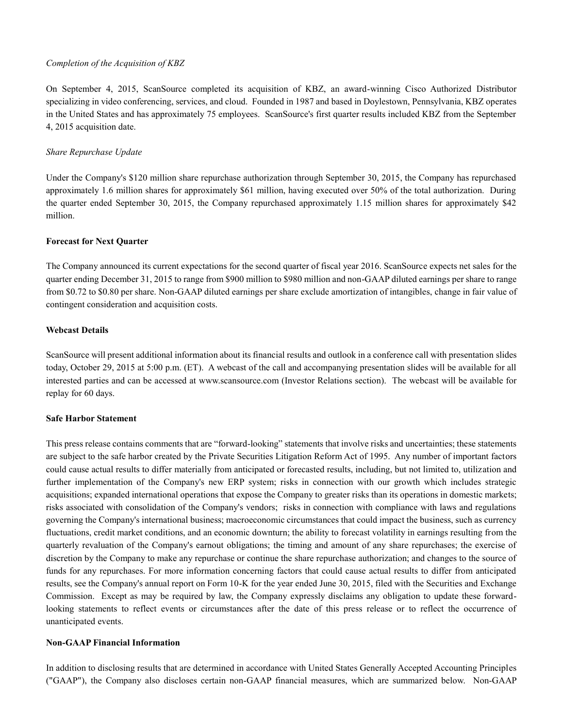*Completion of the Acquisition of KBZ*

On September 4, 2015, ScanSource completed its acquisition of KBZ, an award-winning Cisco Authorized Distributor specializing in video conferencing, services, and cloud. Founded in 1987 and based in Doylestown, Pennsylvania, KBZ operates in the United States and has approximately 75 employees. ScanSource's first quarter results included KBZ from the September 4, 2015 acquisition date.

*Share Repurchase Update*

Under the Company's $120 million share repurchase authorization through September 30, 2015, the Company has repurchased approximately 1.6 million shares for approximately $61 million, having executed over 50% of the total authorization. During the quarter ended September 30, 2015, the Company repurchased approximately 1.15 million shares for approximately $42 million.

**Forecast for Next Quarter**

The Company announced its current expectations for the second quarter of fiscal year 2016. ScanSource expects net sales for the quarter ending December 31, 2015 to range from $900 million to $980 million and non-GAAP diluted earnings per share to range from $0.72 to $0.80 per share. Non-GAAP diluted earnings per share exclude amortization of intangibles, change in fair value of contingent consideration and acquisition costs.

**Webcast Details**

ScanSource will present additional information about its financial results and outlook in a conference call with presentation slides today, October 29, 2015 at 5:00 p.m. (ET). A webcast of the call and accompanying presentation slides will be available for all interested parties and can be accessed at www.scansource.com (Investor Relations section). The webcast will be available for replay for 60 days.

**Safe Harbor Statement**

This press release contains comments that are "forward-looking" statements that involve risks and uncertainties; these statements are subject to the safe harbor created by the Private Securities Litigation Reform Act of 1995. Any number of important factors could cause actual results to differ materially from anticipated or forecasted results, including, but not limited to, utilization and further implementation of the Company's new ERP system; risks in connection with our growth which includes strategic acquisitions; expanded international operations that expose the Company to greater risks than its operations in domestic markets; risks associated with consolidation of the Company's vendors; risks in connection with compliance with laws and regulations governing the Company's international business; macroeconomic circumstances that could impact the business, such as currency fluctuations, credit market conditions, and an economic downturn; the ability to forecast volatility in earnings resulting from the quarterly revaluation of the Company's earnout obligations; the timing and amount of any share repurchases; the exercise of discretion by the Company to make any repurchase or continue the share repurchase authorization; and changes to the source of funds for any repurchases. For more information concerning factors that could cause actual results to differ from anticipated results, see the Company's annual report on Form 10-K for the year ended June 30, 2015, filed with the Securities and Exchange Commission. Except as may be required by law, the Company expressly disclaims any obligation to update these forward-looking statements to reflect events or circumstances after the date of this press release or to reflect the occurrence of unanticipated events.

**Non-GAAP Financial Information**

In addition to disclosing results that are determined in accordance with United States Generally Accepted Accounting Principles ("GAAP"), the Company also discloses certain non-GAAP financial measures, which are summarized below. Non-GAAP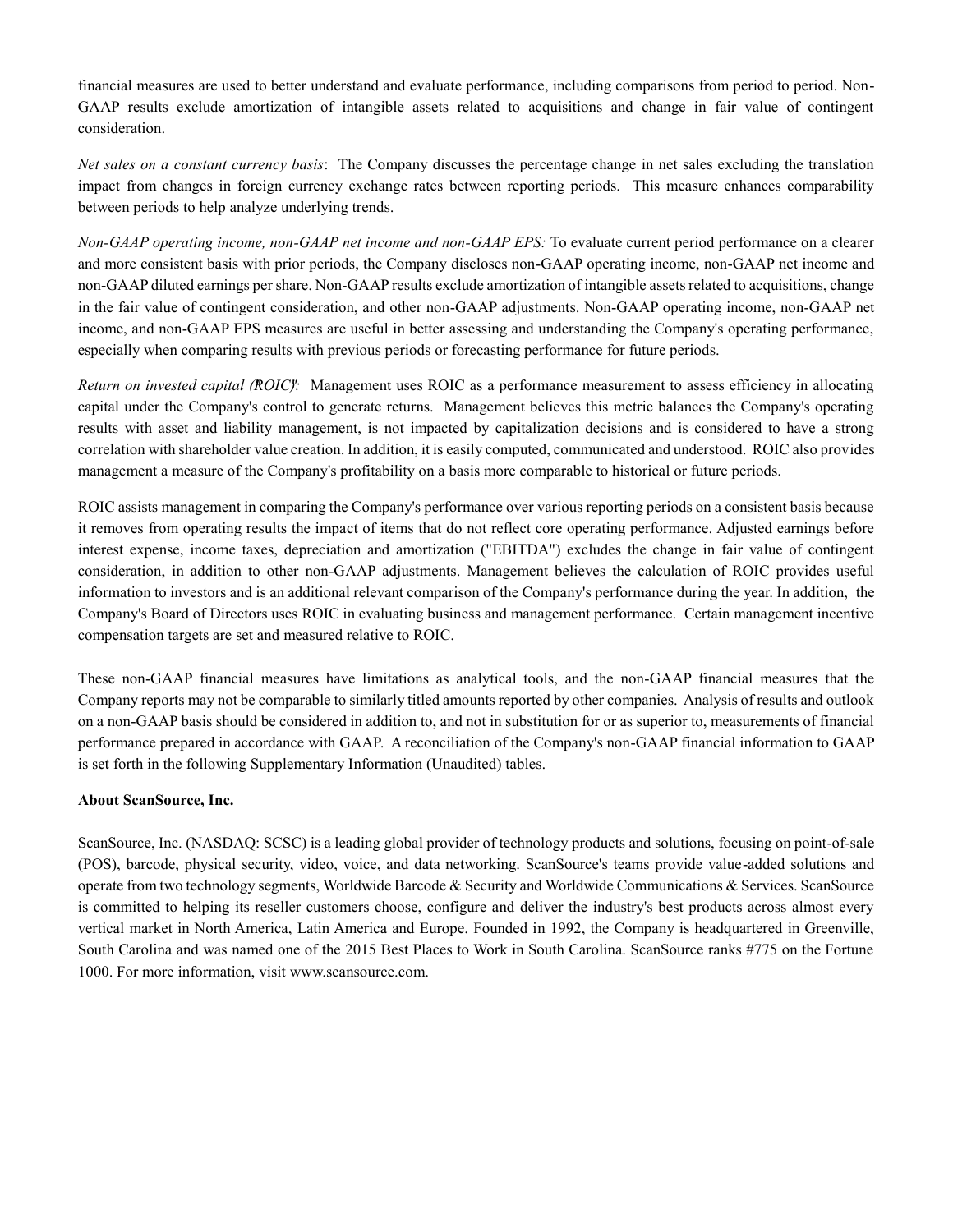financial measures are used to better understand and evaluate performance, including comparisons from period to period. Non-GAAP results exclude amortization of intangible assets related to acquisitions and change in fair value of contingent consideration.

*Net sales on a constant currency basis*: The Company discusses the percentage change in net sales excluding the translation impact from changes in foreign currency exchange rates between reporting periods. This measure enhances comparability between periods to help analyze underlying trends.

*Non-GAAP operating income, non-GAAP net income and non-GAAP EPS:* To evaluate current period performance on a clearer and more consistent basis with prior periods, the Company discloses non-GAAP operating income, non-GAAP net income and non-GAAP diluted earnings per share. Non-GAAP results exclude amortization of intangible assets related to acquisitions, change in the fair value of contingent consideration, and other non-GAAP adjustments. Non-GAAP operating income, non-GAAP net income, and non-GAAP EPS measures are useful in better assessing and understanding the Company's operating performance, especially when comparing results with previous periods or forecasting performance for future periods.

*Return on invested capital ("ROIC"):* Management uses ROIC as a performance measurement to assess efficiency in allocating capital under the Company's control to generate returns. Management believes this metric balances the Company's operating results with asset and liability management, is not impacted by capitalization decisions and is considered to have a strong correlation with shareholder value creation. In addition, it is easily computed, communicated and understood. ROIC also provides management a measure of the Company's profitability on a basis more comparable to historical or future periods.

ROIC assists management in comparing the Company's performance over various reporting periods on a consistent basis because it removes from operating results the impact of items that do not reflect core operating performance. Adjusted earnings before interest expense, income taxes, depreciation and amortization ("EBITDA") excludes the change in fair value of contingent consideration, in addition to other non-GAAP adjustments. Management believes the calculation of ROIC provides useful information to investors and is an additional relevant comparison of the Company's performance during the year. In addition, the Company's Board of Directors uses ROIC in evaluating business and management performance. Certain management incentive compensation targets are set and measured relative to ROIC.

These non-GAAP financial measures have limitations as analytical tools, and the non-GAAP financial measures that the Company reports may not be comparable to similarly titled amounts reported by other companies. Analysis of results and outlook on a non-GAAP basis should be considered in addition to, and not in substitution for or as superior to, measurements of financial performance prepared in accordance with GAAP. A reconciliation of the Company's non-GAAP financial information to GAAP is set forth in the following Supplementary Information (Unaudited) tables.

**About ScanSource, Inc.**

ScanSource, Inc. (NASDAQ: SCSC) is a leading global provider of technology products and solutions, focusing on point-of-sale (POS), barcode, physical security, video, voice, and data networking. ScanSource's teams provide value-added solutions and operate from two technology segments, Worldwide Barcode & Security and Worldwide Communications & Services. ScanSource is committed to helping its reseller customers choose, configure and deliver the industry's best products across almost every vertical market in North America, Latin America and Europe. Founded in 1992, the Company is headquartered in Greenville, South Carolina and was named one of the 2015 Best Places to Work in South Carolina. ScanSource ranks #775 on the Fortune 1000. For more information, visit www.scansource.com.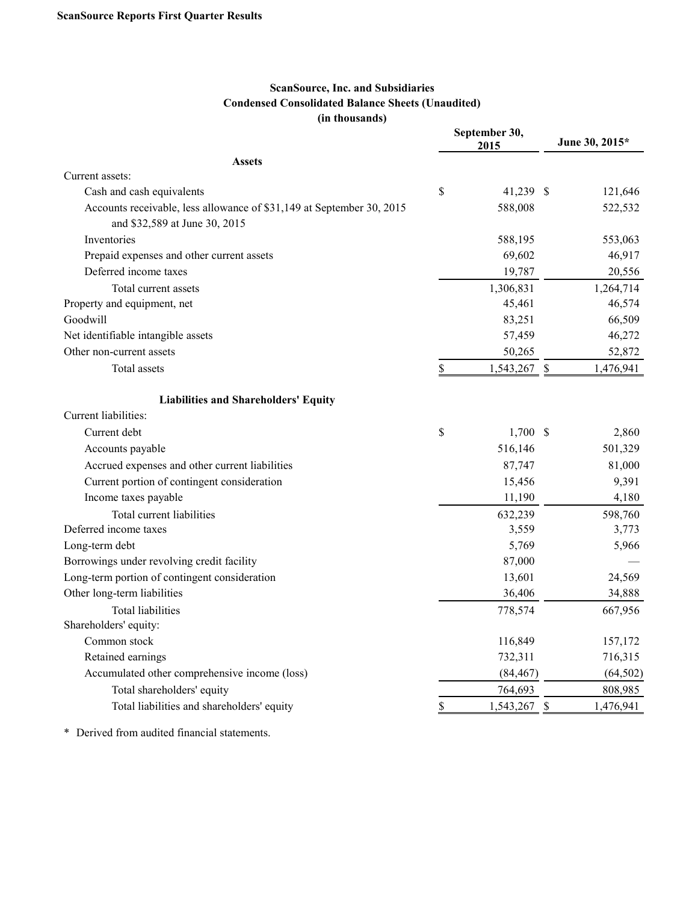**ScanSource, Inc. and Subsidiaries**
**Condensed Consolidated Balance Sheets (Unaudited)**
**(in thousands)**

| | September 30, 2015 | June 30, 2015* |
|---|---|---|
| **Assets** | | |
| Current assets: | | |
| Cash and cash equivalents | $ 41,239 | $ 121,646 |
| Accounts receivable, less allowance of $31,149 at September 30, 2015 and $32,589 at June 30, 2015 | 588,008 | 522,532 |
| Inventories | 588,195 | 553,063 |
| Prepaid expenses and other current assets | 69,602 | 46,917 |
| Deferred income taxes | 19,787 | 20,556 |
| Total current assets | 1,306,831 | 1,264,714 |
| Property and equipment, net | 45,461 | 46,574 |
| Goodwill | 83,251 | 66,509 |
| Net identifiable intangible assets | 57,459 | 46,272 |
| Other non-current assets | 50,265 | 52,872 |
| Total assets | $ 1,543,267 | $ 1,476,941 |
| **Liabilities and Shareholders' Equity** | | |
| Current liabilities: | | |
| Current debt | $ 1,700 | $ 2,860 |
| Accounts payable | 516,146 | 501,329 |
| Accrued expenses and other current liabilities | 87,747 | 81,000 |
| Current portion of contingent consideration | 15,456 | 9,391 |
| Income taxes payable | 11,190 | 4,180 |
| Total current liabilities | 632,239 | 598,760 |
| Deferred income taxes | 3,559 | 3,773 |
| Long-term debt | 5,769 | 5,966 |
| Borrowings under revolving credit facility | 87,000 | — |
| Long-term portion of contingent consideration | 13,601 | 24,569 |
| Other long-term liabilities | 36,406 | 34,888 |
| Total liabilities | 778,574 | 667,956 |
| Shareholders' equity: | | |
| Common stock | 116,849 | 157,172 |
| Retained earnings | 732,311 | 716,315 |
| Accumulated other comprehensive income (loss) | (84,467) | (64,502) |
| Total shareholders' equity | 764,693 | 808,985 |
| Total liabilities and shareholders' equity | $ 1,543,267 | $ 1,476,941 |

\* Derived from audited financial statements.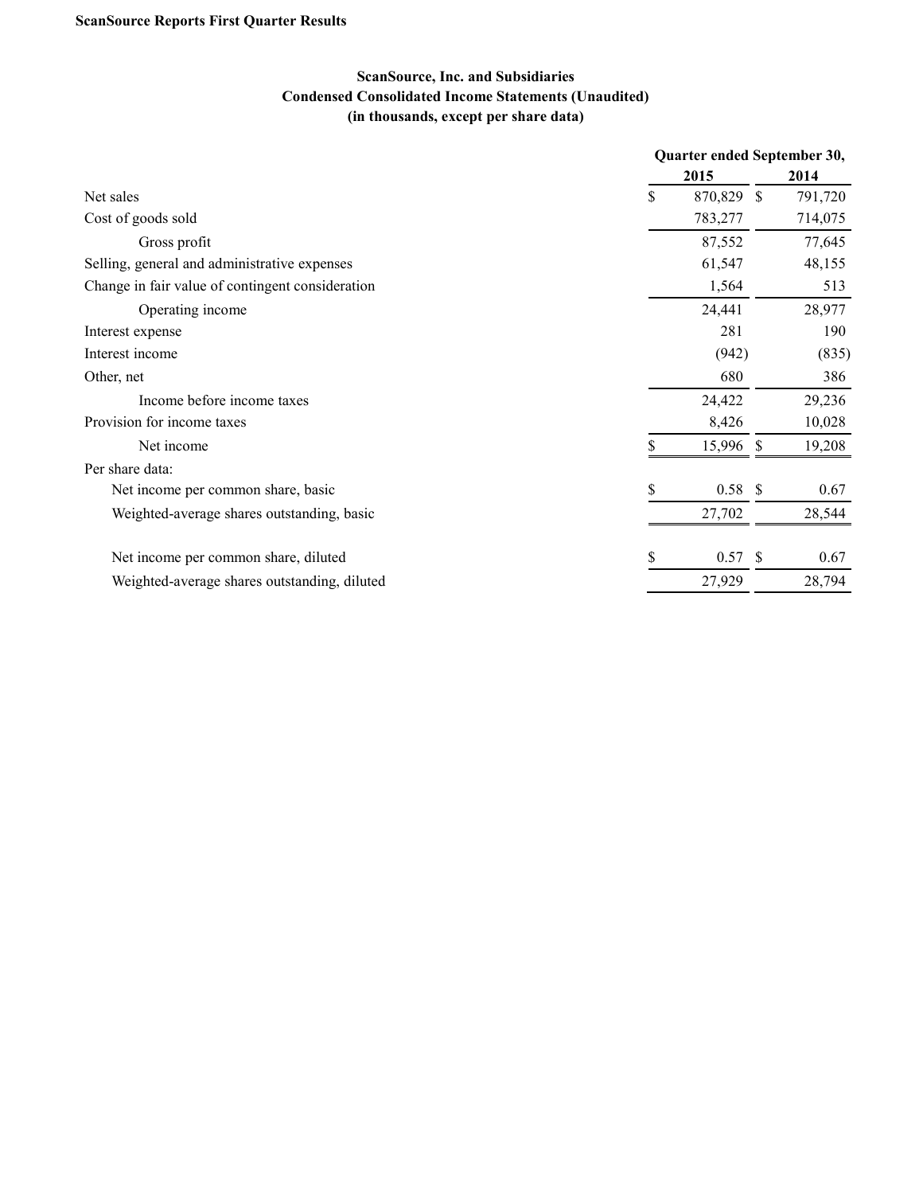**ScanSource Reports First Quarter Results**

**ScanSource, Inc. and Subsidiaries**
**Condensed Consolidated Income Statements (Unaudited)**
**(in thousands, except per share data)**

| | Quarter ended September 30, | |
|---|---|---|
| | 2015 | 2014 |
| Net sales | $ 870,829 | $ 791,720 |
| Cost of goods sold | 783,277 | 714,075 |
| Gross profit | 87,552 | 77,645 |
| Selling, general and administrative expenses | 61,547 | 48,155 |
| Change in fair value of contingent consideration | 1,564 | 513 |
| Operating income | 24,441 | 28,977 |
| Interest expense | 281 | 190 |
| Interest income | (942) | (835) |
| Other, net | 680 | 386 |
| Income before income taxes | 24,422 | 29,236 |
| Provision for income taxes | 8,426 | 10,028 |
| Net income | $ 15,996 | $ 19,208 |
| Per share data: | | |
| Net income per common share, basic | $ 0.58 | $ 0.67 |
| Weighted-average shares outstanding, basic | 27,702 | 28,544 |
| Net income per common share, diluted | $ 0.57 | $ 0.67 |
| Weighted-average shares outstanding, diluted | 27,929 | 28,794 |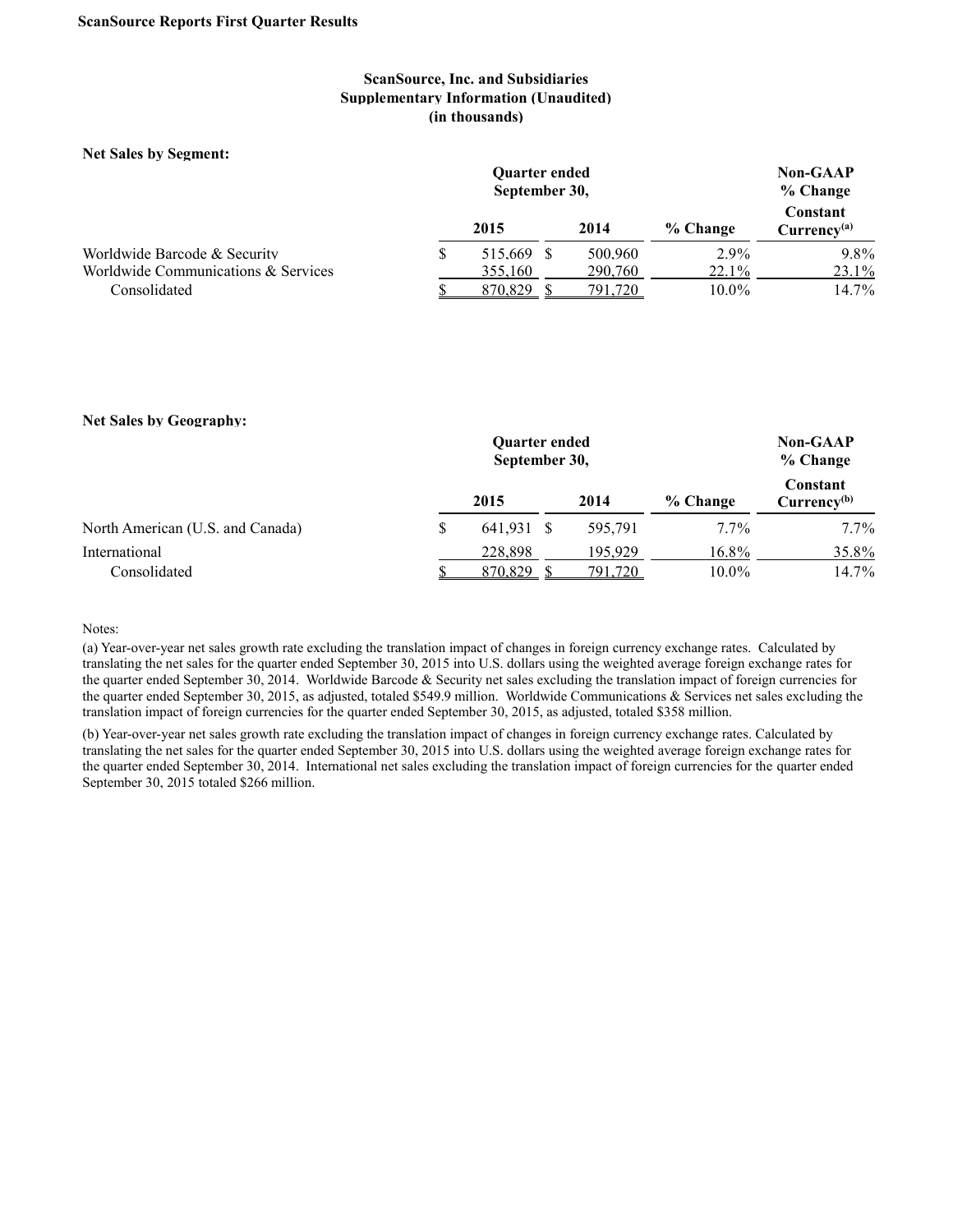## ScanSource, Inc. and Subsidiaries
## Supplementary Information (Unaudited)
## (in thousands)

**Net Sales by Segment:**

| | Quarter ended September 30, | | | Non-GAAP % Change |
|---|---|---|---|---|
| | 2015 | 2014 | % Change | Constant Currency[(a)] |
| Worldwide Barcode & Security | $ 515,669 | $ 500,960 | 2.9% | 9.8% |
| Worldwide Communications & Services | 355,160 | 290,760 | 22.1% | 23.1% |
| Consolidated | $ 870,829 | $ 791,720 | 10.0% | 14.7% |

**Net Sales by Geography:**

| | Quarter ended September 30, | | | Non-GAAP % Change |
|---|---|---|---|---|
| | 2015 | 2014 | % Change | Constant Currency[(b)] |
| North American (U.S. and Canada) | $ 641,931 | $ 595,791 | 7.7% | 7.7% |
| International | 228,898 | 195,929 | 16.8% | 35.8% |
| Consolidated | $ 870,829 | $ 791,720 | 10.0% | 14.7% |

Notes:

(a) Year-over-year net sales growth rate excluding the translation impact of changes in foreign currency exchange rates. Calculated by translating the net sales for the quarter ended September 30, 2015 into U.S. dollars using the weighted average foreign exchange rates for the quarter ended September 30, 2014. Worldwide Barcode & Security net sales excluding the translation impact of foreign currencies for the quarter ended September 30, 2015, as adjusted, totaled $549.9 million. Worldwide Communications & Services net sales excluding the translation impact of foreign currencies for the quarter ended September 30, 2015, as adjusted, totaled $358 million.

(b) Year-over-year net sales growth rate excluding the translation impact of changes in foreign currency exchange rates. Calculated by translating the net sales for the quarter ended September 30, 2015 into U.S. dollars using the weighted average foreign exchange rates for the quarter ended September 30, 2014. International net sales excluding the translation impact of foreign currencies for the quarter ended September 30, 2015 totaled $266 million.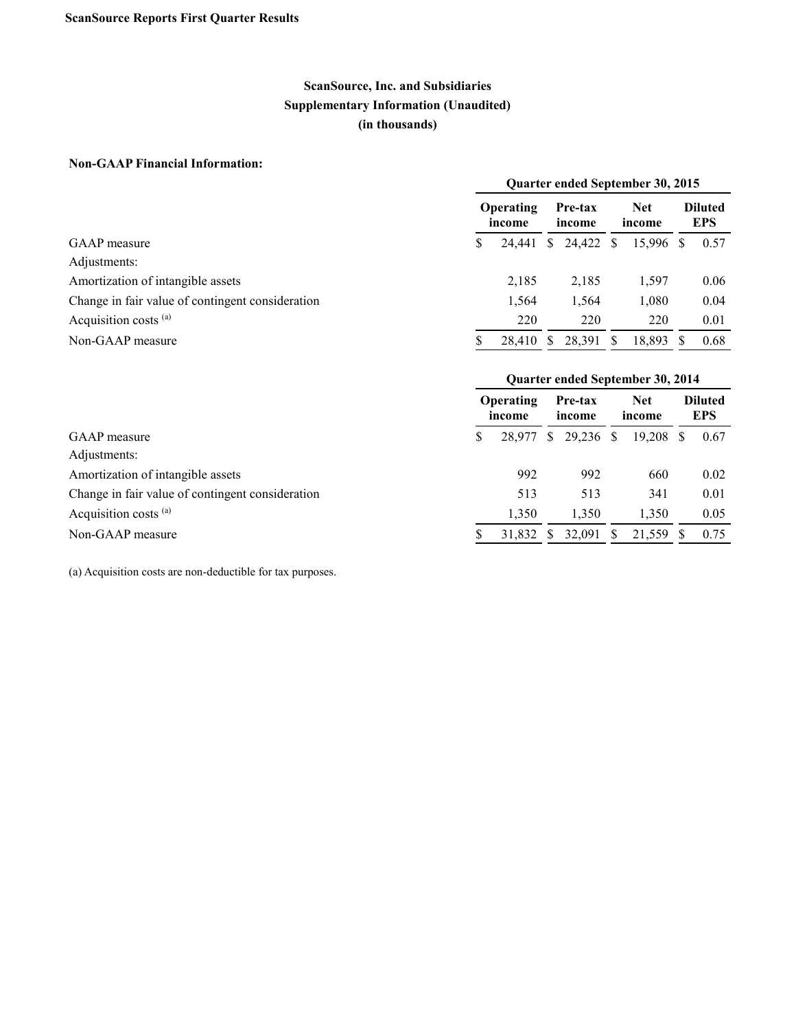**ScanSource, Inc. and Subsidiaries**
**Supplementary Information (Unaudited)**
**(in thousands)**

**Non-GAAP Financial Information:**

| | Quarter ended September 30, 2015 | | | |
|---|---|---|---|---|
| | Operating income | Pre-tax income | Net income | Diluted EPS |
| GAAP measure | $ 24,441 | $ 24,422 | $ 15,996 | $ 0.57 |
| Adjustments: | | | | |
| Amortization of intangible assets | 2,185 | 2,185 | 1,597 | 0.06 |
| Change in fair value of contingent consideration | 1,564 | 1,564 | 1,080 | 0.04 |
| Acquisition costs [(a)] | 220 | 220 | 220 | 0.01 |
| Non-GAAP measure | $ 28,410 | $ 28,391 | $ 18,893 | $ 0.68 |

| | Quarter ended September 30, 2014 | | | |
|---|---|---|---|---|
| | Operating income | Pre-tax income | Net income | Diluted EPS |
| GAAP measure | $ 28,977 | $ 29,236 | $ 19,208 | $ 0.67 |
| Adjustments: | | | | |
| Amortization of intangible assets | 992 | 992 | 660 | 0.02 |
| Change in fair value of contingent consideration | 513 | 513 | 341 | 0.01 |
| Acquisition costs [(a)] | 1,350 | 1,350 | 1,350 | 0.05 |
| Non-GAAP measure | $ 31,832 | $ 32,091 | $ 21,559 | $ 0.75 |

(a) Acquisition costs are non-deductible for tax purposes.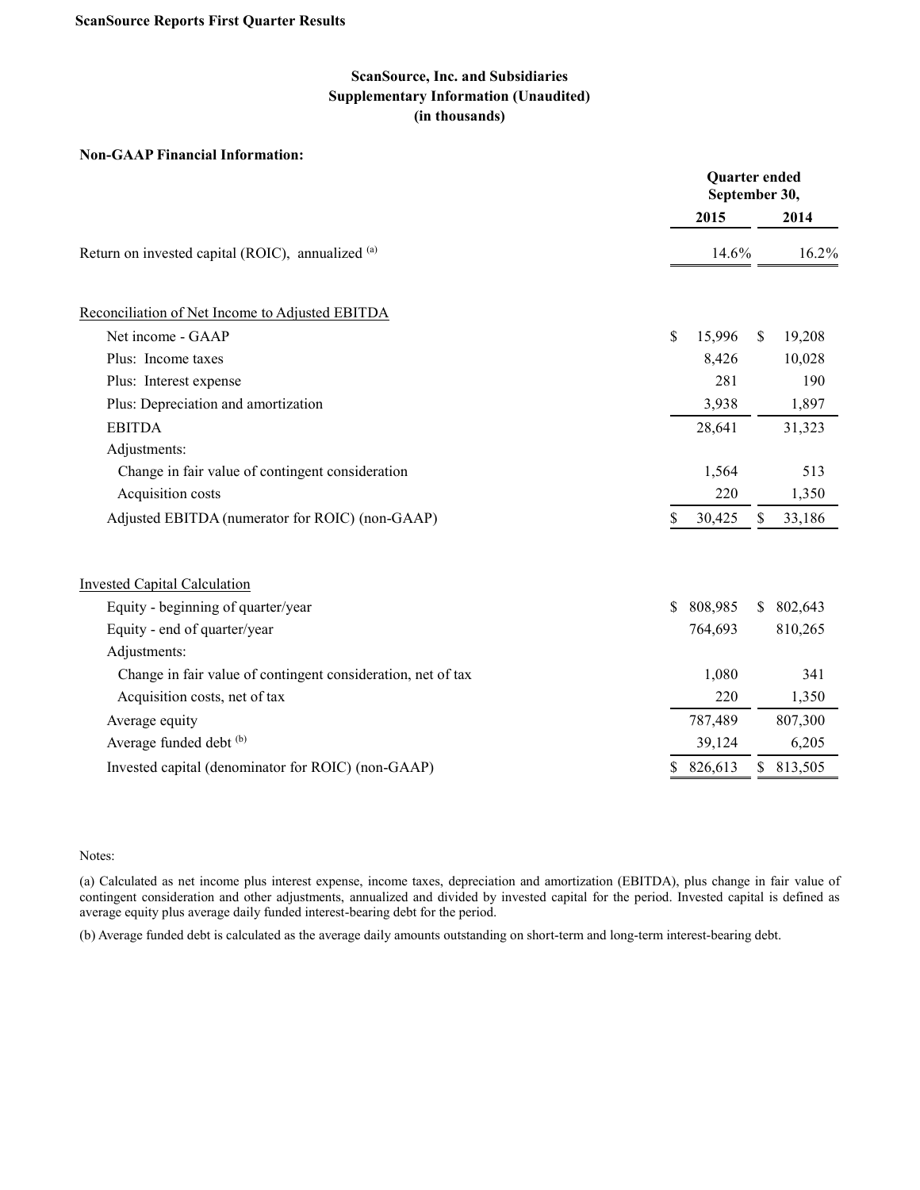**ScanSource Reports First Quarter Results**

## ScanSource, Inc. and Subsidiaries
## Supplementary Information (Unaudited)
## (in thousands)

**Non-GAAP Financial Information:**

| | Quarter ended September 30, 2015 | Quarter ended September 30, 2014 |
|---|---|---|
| Return on invested capital (ROIC), annualized [(a)] | 14.6% | 16.2% |
| | | |
| Reconciliation of Net Income to Adjusted EBITDA | | |
| Net income - GAAP | $ 15,996 | $ 19,208 |
| Plus: Income taxes | 8,426 | 10,028 |
| Plus: Interest expense | 281 | 190 |
| Plus: Depreciation and amortization | 3,938 | 1,897 |
| EBITDA | 28,641 | 31,323 |
| Adjustments: | | |
| Change in fair value of contingent consideration | 1,564 | 513 |
| Acquisition costs | 220 | 1,350 |
| Adjusted EBITDA (numerator for ROIC) (non-GAAP) | $ 30,425 | $ 33,186 |
| | | |
| Invested Capital Calculation | | |
| Equity - beginning of quarter/year | $ 808,985 | $ 802,643 |
| Equity - end of quarter/year | 764,693 | 810,265 |
| Adjustments: | | |
| Change in fair value of contingent consideration, net of tax | 1,080 | 341 |
| Acquisition costs, net of tax | 220 | 1,350 |
| Average equity | 787,489 | 807,300 |
| Average funded debt [(b)] | 39,124 | 6,205 |
| Invested capital (denominator for ROIC) (non-GAAP) | $ 826,613 | $ 813,505 |

Notes:

(a) Calculated as net income plus interest expense, income taxes, depreciation and amortization (EBITDA), plus change in fair value of contingent consideration and other adjustments, annualized and divided by invested capital for the period. Invested capital is defined as average equity plus average daily funded interest-bearing debt for the period.

(b) Average funded debt is calculated as the average daily amounts outstanding on short-term and long-term interest-bearing debt.